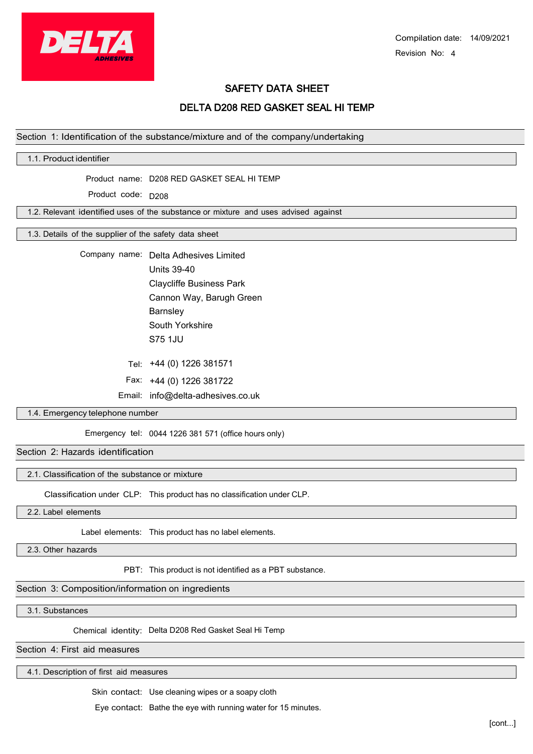Compilation date: 14/09/2021

Revision No: 4

# SAFETY DATA SHEET

# DELTA D208 RED GASKET SEAL HI TEMP

## Section 1: Identification of the substance/mixture and of the company/undertaking

### 1.1. Product identifier

Product name: D208 RED GASKET SEAL HI TEMP

Product code: D208

### 1.2. Relevant identified uses of the substance or mixture and uses advised against

### 1.3. Details of the supplier of the safety data sheet

Company name: Delta Adhesives Limited
Units 39-40
Claycliffe Business Park
Cannon Way, Barugh Green
Barnsley
South Yorkshire
S75 1JU

Tel: +44 (0) 1226 381571

Fax: +44 (0) 1226 381722

Email: info@delta-adhesives.co.uk

### 1.4. Emergency telephone number

Emergency tel: 0044 1226 381 571 (office hours only)

## Section 2: Hazards identification

### 2.1. Classification of the substance or mixture

Classification under CLP: This product has no classification under CLP.

### 2.2. Label elements

Label elements: This product has no label elements.

### 2.3. Other hazards

PBT: This product is not identified as a PBT substance.

## Section 3: Composition/information on ingredients

### 3.1. Substances

Chemical identity: Delta D208 Red Gasket Seal Hi Temp

## Section 4: First aid measures

### 4.1. Description of first aid measures

Skin contact: Use cleaning wipes or a soapy cloth

Eye contact: Bathe the eye with running water for 15 minutes.

[cont...]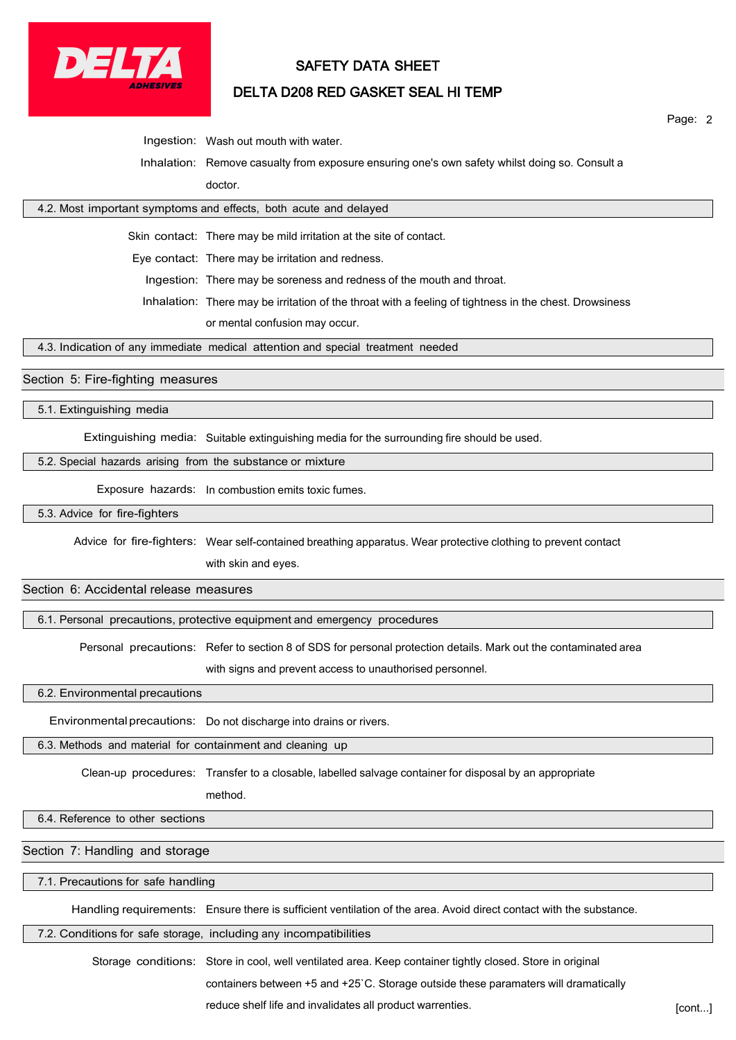**Ingestion:** Wash out mouth with water.

**Inhalation:** Remove casualty from exposure ensuring one's own safety whilst doing so. Consult a doctor.

### 4.2. Most important symptoms and effects, both acute and delayed

**Skin contact:** There may be mild irritation at the site of contact.

**Eye contact:** There may be irritation and redness.

**Ingestion:** There may be soreness and redness of the mouth and throat.

**Inhalation:** There may be irritation of the throat with a feeling of tightness in the chest. Drowsiness or mental confusion may occur.

### 4.3. Indication of any immediate medical attention and special treatment needed

## Section 5: Fire-fighting measures

### 5.1. Extinguishing media

**Extinguishing media:** Suitable extinguishing media for the surrounding fire should be used.

### 5.2. Special hazards arising from the substance or mixture

**Exposure hazards:** In combustion emits toxic fumes.

### 5.3. Advice for fire-fighters

**Advice for fire-fighters:** Wear self-contained breathing apparatus. Wear protective clothing to prevent contact with skin and eyes.

## Section 6: Accidental release measures

### 6.1. Personal precautions, protective equipment and emergency procedures

**Personal precautions:** Refer to section 8 of SDS for personal protection details. Mark out the contaminated area with signs and prevent access to unauthorised personnel.

### 6.2. Environmental precautions

**Environmental precautions:** Do not discharge into drains or rivers.

### 6.3. Methods and material for containment and cleaning up

**Clean-up procedures:** Transfer to a closable, labelled salvage container for disposal by an appropriate method.

### 6.4. Reference to other sections

## Section 7: Handling and storage

### 7.1. Precautions for safe handling

**Handling requirements:** Ensure there is sufficient ventilation of the area. Avoid direct contact with the substance.

### 7.2. Conditions for safe storage, including any incompatibilities

**Storage conditions:** Store in cool, well ventilated area. Keep container tightly closed. Store in original containers between +5 and +25`C. Storage outside these paramaters will dramatically reduce shelf life and invalidates all product warrenties.

[cont...]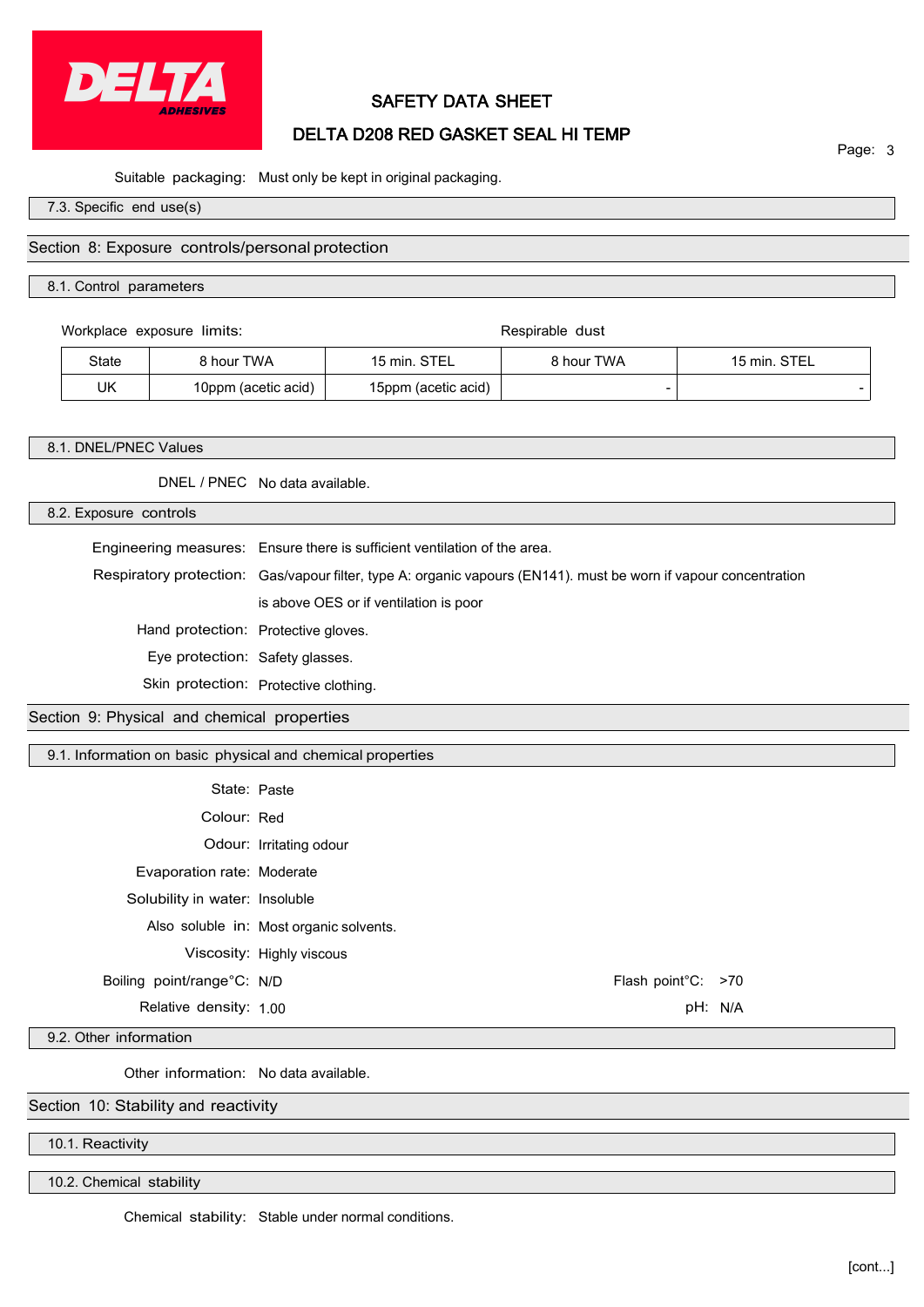Suitable packaging: Must only be kept in original packaging.

### 7.3. Specific end use(s)

## Section 8: Exposure controls/personal protection

### 8.1. Control parameters

Workplace exposure limits:

| | | | Respirable dust | |
|---|---|---|---|---|
| State | 8 hour TWA | 15 min. STEL | 8 hour TWA | 15 min. STEL |
| UK | 10ppm (acetic acid) | 15ppm (acetic acid) | - | - |

### 8.1. DNEL/PNEC Values

DNEL / PNEC: No data available.

### 8.2. Exposure controls

Engineering measures: Ensure there is sufficient ventilation of the area.

Respiratory protection: Gas/vapour filter, type A: organic vapours (EN141). must be worn if vapour concentration is above OES or if ventilation is poor

Hand protection: Protective gloves.

Eye protection: Safety glasses.

Skin protection: Protective clothing.

## Section 9: Physical and chemical properties

### 9.1. Information on basic physical and chemical properties

State: Paste

Colour: Red

Odour: Irritating odour

Evaporation rate: Moderate

Solubility in water: Insoluble

Also soluble in: Most organic solvents.

Viscosity: Highly viscous

Boiling point/range°C: N/D

Flash point°C: >70

Relative density: 1.00

pH: N/A

### 9.2. Other information

Other information: No data available.

## Section 10: Stability and reactivity

### 10.1. Reactivity

### 10.2. Chemical stability

Chemical stability: Stable under normal conditions.

[cont...]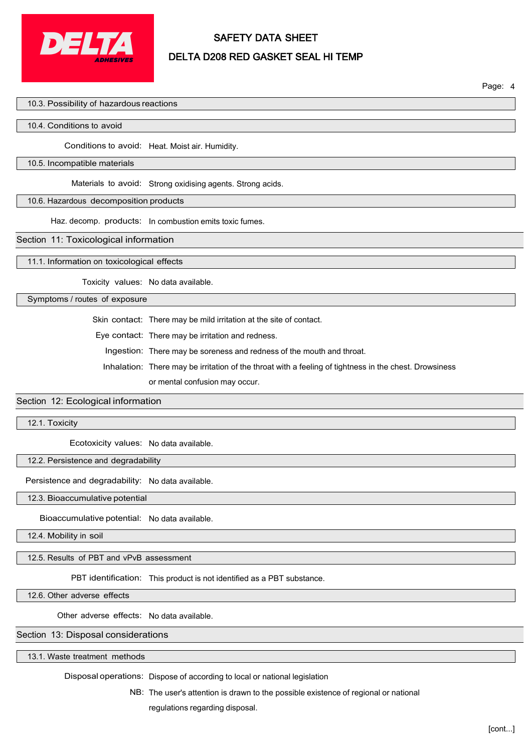### 10.3. Possibility of hazardous reactions

### 10.4. Conditions to avoid

**Conditions to avoid:** Heat. Moist air. Humidity.

### 10.5. Incompatible materials

**Materials to avoid:** Strong oxidising agents. Strong acids.

### 10.6. Hazardous decomposition products

**Haz. decomp. products:** In combustion emits toxic fumes.

## Section 11: Toxicological information

### 11.1. Information on toxicological effects

**Toxicity values:** No data available.

### Symptoms / routes of exposure

**Skin contact:** There may be mild irritation at the site of contact.

**Eye contact:** There may be irritation and redness.

**Ingestion:** There may be soreness and redness of the mouth and throat.

**Inhalation:** There may be irritation of the throat with a feeling of tightness in the chest. Drowsiness or mental confusion may occur.

## Section 12: Ecological information

### 12.1. Toxicity

**Ecotoxicity values:** No data available.

### 12.2. Persistence and degradability

**Persistence and degradability:** No data available.

### 12.3. Bioaccumulative potential

**Bioaccumulative potential:** No data available.

### 12.4. Mobility in soil

### 12.5. Results of PBT and vPvB assessment

**PBT identification:** This product is not identified as a PBT substance.

### 12.6. Other adverse effects

**Other adverse effects:** No data available.

## Section 13: Disposal considerations

### 13.1. Waste treatment methods

**Disposal operations:** Dispose of according to local or national legislation

**NB:** The user's attention is drawn to the possible existence of regional or national regulations regarding disposal.

[cont...]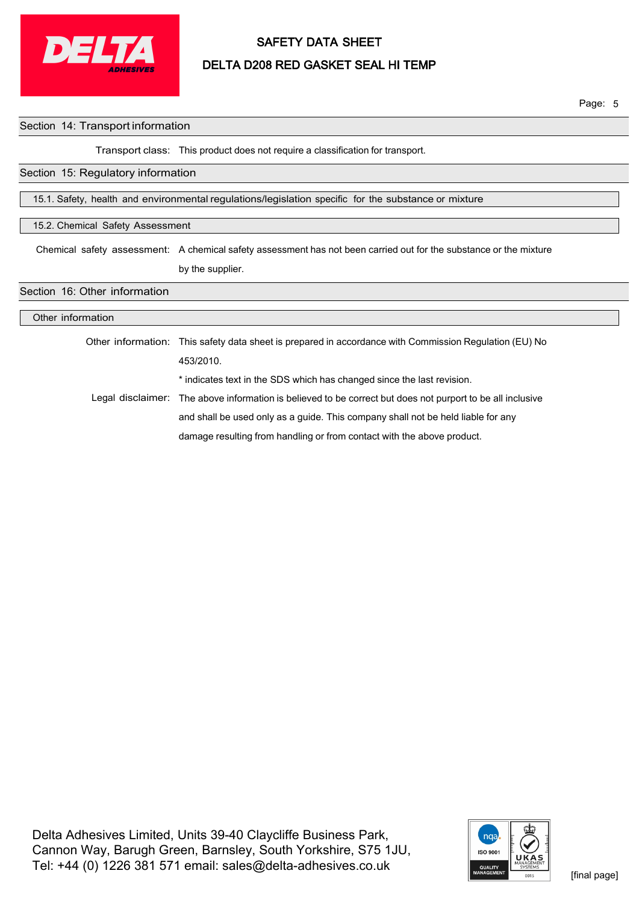## Section 14: Transport information

**Transport class:** This product does not require a classification for transport.

## Section 15: Regulatory information

### 15.1. Safety, health and environmental regulations/legislation specific for the substance or mixture

### 15.2. Chemical Safety Assessment

**Chemical safety assessment:** A chemical safety assessment has not been carried out for the substance or the mixture by the supplier.

## Section 16: Other information

### Other information

**Other information:** This safety data sheet is prepared in accordance with Commission Regulation (EU) No 453/2010.

* indicates text in the SDS which has changed since the last revision.

**Legal disclaimer:** The above information is believed to be correct but does not purport to be all inclusive and shall be used only as a guide. This company shall not be held liable for any damage resulting from handling or from contact with the above product.

[final page]